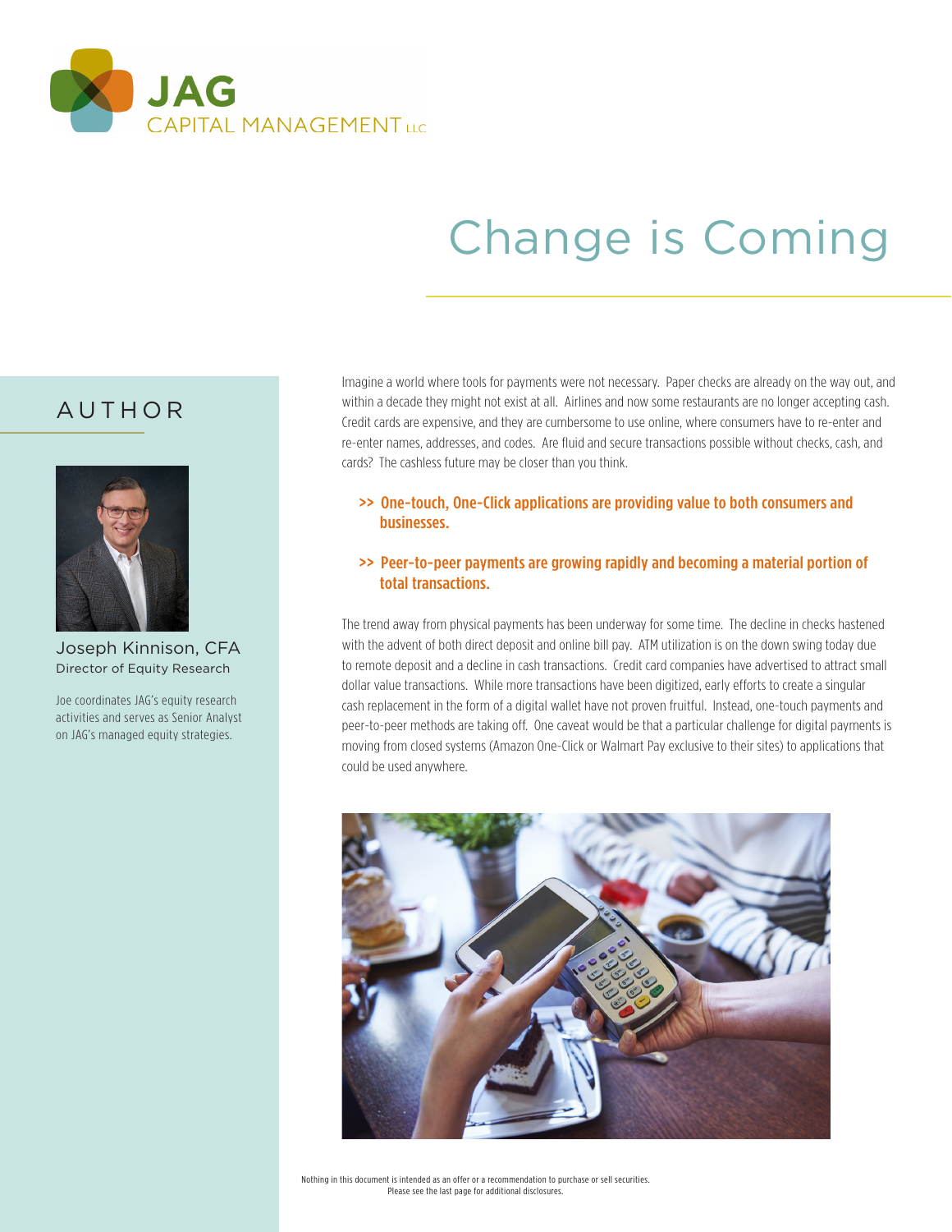JAG CAPITAL MANAGEMENT LLC

# Change is Coming

## AUTHOR

**Joseph Kinnison, CFA**
Director of Equity Research

Joe coordinates JAG's equity research activities and serves as Senior Analyst on JAG's managed equity strategies.

Imagine a world where tools for payments were not necessary. Paper checks are already on the way out, and within a decade they might not exist at all. Airlines and now some restaurants are no longer accepting cash. Credit cards are expensive, and they are cumbersome to use online, where consumers have to re-enter and re-enter names, addresses, and codes. Are fluid and secure transactions possible without checks, cash, and cards? The cashless future may be closer than you think.

- **>> One-touch, One-Click applications are providing value to both consumers and businesses.**
- **>> Peer-to-peer payments are growing rapidly and becoming a material portion of total transactions.**

The trend away from physical payments has been underway for some time. The decline in checks hastened with the advent of both direct deposit and online bill pay. ATM utilization is on the down swing today due to remote deposit and a decline in cash transactions. Credit card companies have advertised to attract small dollar value transactions. While more transactions have been digitized, early efforts to create a singular cash replacement in the form of a digital wallet have not proven fruitful. Instead, one-touch payments and peer-to-peer methods are taking off. One caveat would be that a particular challenge for digital payments is moving from closed systems (Amazon One-Click or Walmart Pay exclusive to their sites) to applications that could be used anywhere.

Nothing in this document is intended as an offer or a recommendation to purchase or sell securities.
Please see the last page for additional disclosures.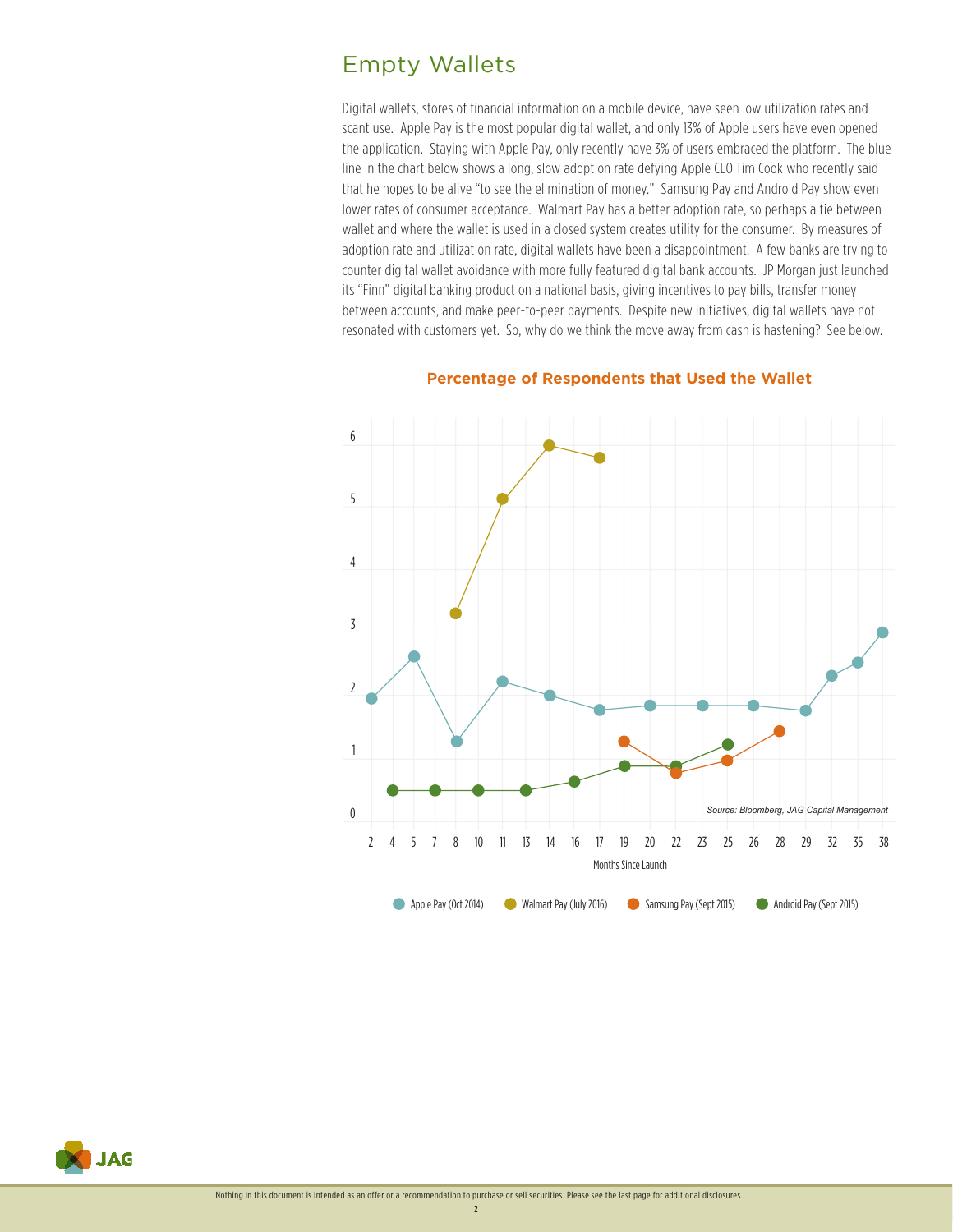## Empty Wallets

Digital wallets, stores of financial information on a mobile device, have seen low utilization rates and scant use. Apple Pay is the most popular digital wallet, and only 13% of Apple users have even opened the application. Staying with Apple Pay, only recently have 3% of users embraced the platform. The blue line in the chart below shows a long, slow adoption rate defying Apple CEO Tim Cook who recently said that he hopes to be alive "to see the elimination of money." Samsung Pay and Android Pay show even lower rates of consumer acceptance. Walmart Pay has a better adoption rate, so perhaps a tie between wallet and where the wallet is used in a closed system creates utility for the consumer. By measures of adoption rate and utilization rate, digital wallets have been a disappointment. A few banks are trying to counter digital wallet avoidance with more fully featured digital bank accounts. JP Morgan just launched its "Finn" digital banking product on a national basis, giving incentives to pay bills, transfer money between accounts, and make peer-to-peer payments. Despite new initiatives, digital wallets have not resonated with customers yet. So, why do we think the move away from cash is hastening? See below.

**Percentage of Respondents that Used the Wallet**

*Source: Bloomberg, JAG Capital Management*

Months Since Launch

Apple Pay (Oct 2014) · Walmart Pay (July 2016) · Samsung Pay (Sept 2015) · Android Pay (Sept 2015)

Nothing in this document is intended as an offer or a recommendation to purchase or sell securities. Please see the last page for additional disclosures.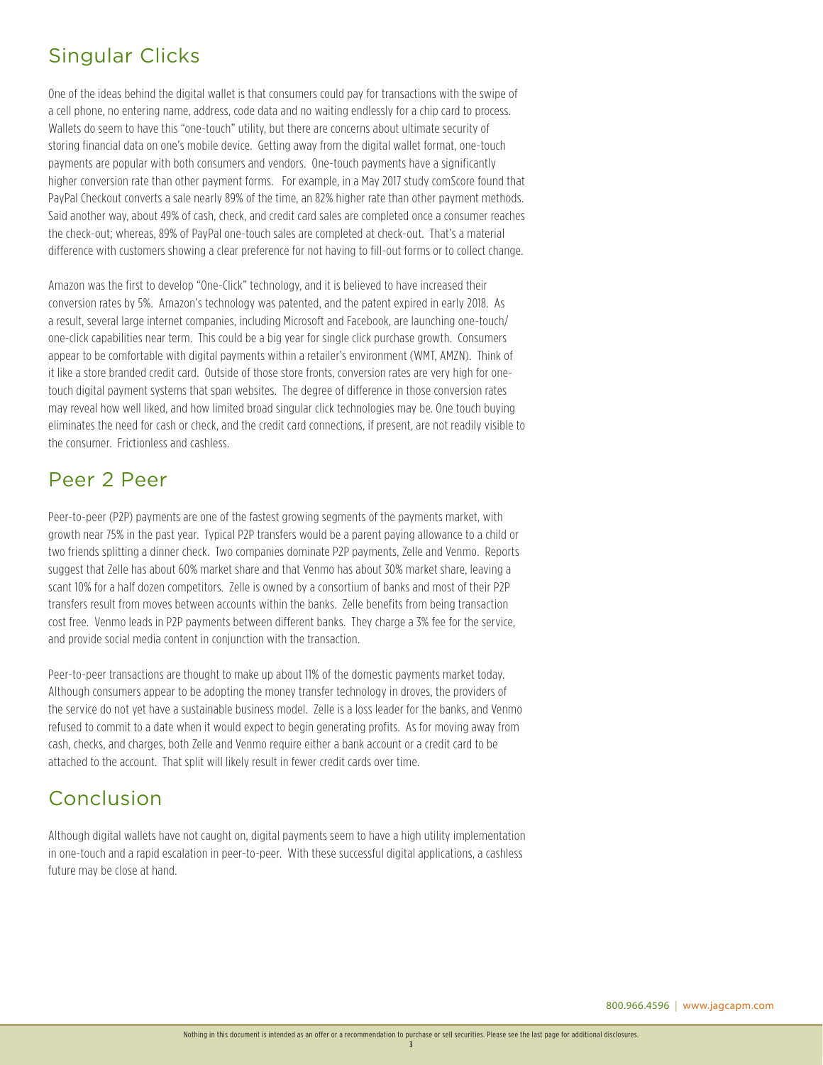## Singular Clicks

One of the ideas behind the digital wallet is that consumers could pay for transactions with the swipe of a cell phone, no entering name, address, code data and no waiting endlessly for a chip card to process. Wallets do seem to have this "one-touch" utility, but there are concerns about ultimate security of storing financial data on one's mobile device. Getting away from the digital wallet format, one-touch payments are popular with both consumers and vendors. One-touch payments have a significantly higher conversion rate than other payment forms. For example, in a May 2017 study comScore found that PayPal Checkout converts a sale nearly 89% of the time, an 82% higher rate than other payment methods. Said another way, about 49% of cash, check, and credit card sales are completed once a consumer reaches the check-out; whereas, 89% of PayPal one-touch sales are completed at check-out. That's a material difference with customers showing a clear preference for not having to fill-out forms or to collect change.

Amazon was the first to develop "One-Click" technology, and it is believed to have increased their conversion rates by 5%. Amazon's technology was patented, and the patent expired in early 2018. As a result, several large internet companies, including Microsoft and Facebook, are launching one-touch/one-click capabilities near term. This could be a big year for single click purchase growth. Consumers appear to be comfortable with digital payments within a retailer's environment (WMT, AMZN). Think of it like a store branded credit card. Outside of those store fronts, conversion rates are very high for one-touch digital payment systems that span websites. The degree of difference in those conversion rates may reveal how well liked, and how limited broad singular click technologies may be. One touch buying eliminates the need for cash or check, and the credit card connections, if present, are not readily visible to the consumer. Frictionless and cashless.

## Peer 2 Peer

Peer-to-peer (P2P) payments are one of the fastest growing segments of the payments market, with growth near 75% in the past year. Typical P2P transfers would be a parent paying allowance to a child or two friends splitting a dinner check. Two companies dominate P2P payments, Zelle and Venmo. Reports suggest that Zelle has about 60% market share and that Venmo has about 30% market share, leaving a scant 10% for a half dozen competitors. Zelle is owned by a consortium of banks and most of their P2P transfers result from moves between accounts within the banks. Zelle benefits from being transaction cost free. Venmo leads in P2P payments between different banks. They charge a 3% fee for the service, and provide social media content in conjunction with the transaction.

Peer-to-peer transactions are thought to make up about 11% of the domestic payments market today. Although consumers appear to be adopting the money transfer technology in droves, the providers of the service do not yet have a sustainable business model. Zelle is a loss leader for the banks, and Venmo refused to commit to a date when it would expect to begin generating profits. As for moving away from cash, checks, and charges, both Zelle and Venmo require either a bank account or a credit card to be attached to the account. That split will likely result in fewer credit cards over time.

## Conclusion

Although digital wallets have not caught on, digital payments seem to have a high utility implementation in one-touch and a rapid escalation in peer-to-peer. With these successful digital applications, a cashless future may be close at hand.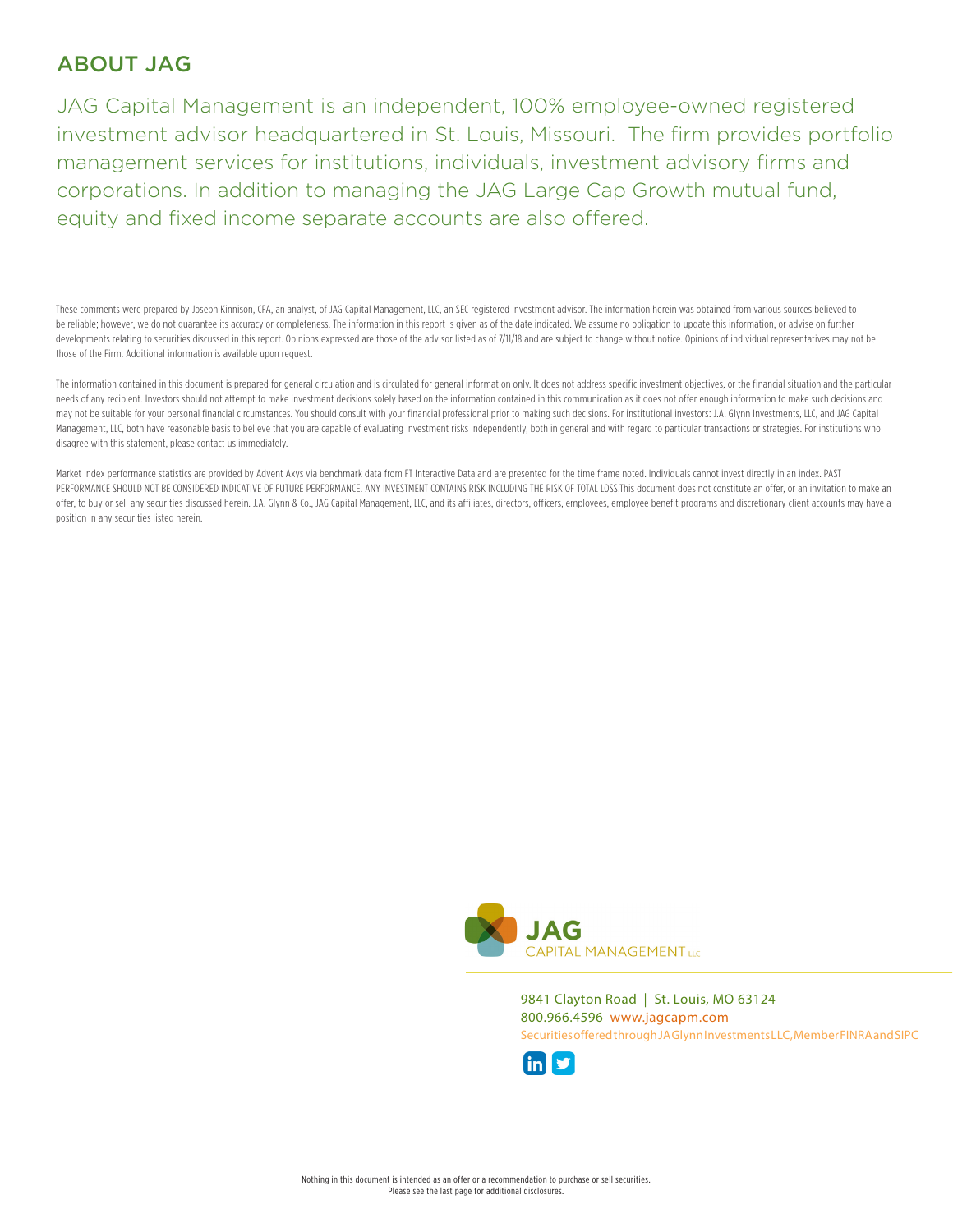## ABOUT JAG

JAG Capital Management is an independent, 100% employee-owned registered investment advisor headquartered in St. Louis, Missouri. The firm provides portfolio management services for institutions, individuals, investment advisory firms and corporations. In addition to managing the JAG Large Cap Growth mutual fund, equity and fixed income separate accounts are also offered.

---

These comments were prepared by Joseph Kinnison, CFA, an analyst, of JAG Capital Management, LLC, an SEC registered investment advisor. The information herein was obtained from various sources believed to be reliable; however, we do not guarantee its accuracy or completeness. The information in this report is given as of the date indicated. We assume no obligation to update this information, or advise on further developments relating to securities discussed in this report. Opinions expressed are those of the advisor listed as of 7/11/18 and are subject to change without notice. Opinions of individual representatives may not be those of the Firm. Additional information is available upon request.

The information contained in this document is prepared for general circulation and is circulated for general information only. It does not address specific investment objectives, or the financial situation and the particular needs of any recipient. Investors should not attempt to make investment decisions solely based on the information contained in this communication as it does not offer enough information to make such decisions and may not be suitable for your personal financial circumstances. You should consult with your financial professional prior to making such decisions. For institutional investors: J.A. Glynn Investments, LLC, and JAG Capital Management, LLC, both have reasonable basis to believe that you are capable of evaluating investment risks independently, both in general and with regard to particular transactions or strategies. For institutions who disagree with this statement, please contact us immediately.

Market Index performance statistics are provided by Advent Axys via benchmark data from FT Interactive Data and are presented for the time frame noted. Individuals cannot invest directly in an index. PAST PERFORMANCE SHOULD NOT BE CONSIDERED INDICATIVE OF FUTURE PERFORMANCE. ANY INVESTMENT CONTAINS RISK INCLUDING THE RISK OF TOTAL LOSS.This document does not constitute an offer, or an invitation to make an offer, to buy or sell any securities discussed herein. J.A. Glynn & Co., JAG Capital Management, LLC, and its affiliates, directors, officers, employees, employee benefit programs and discretionary client accounts may have a position in any securities listed herein.

JAG CAPITAL MANAGEMENT LLC

9841 Clayton Road | St. Louis, MO 63124
800.966.4596 www.jagcapm.com
Securities offered through JA Glynn Investments LLC, Member FINRA and SIPC

Nothing in this document is intended as an offer or a recommendation to purchase or sell securities.
Please see the last page for additional disclosures.